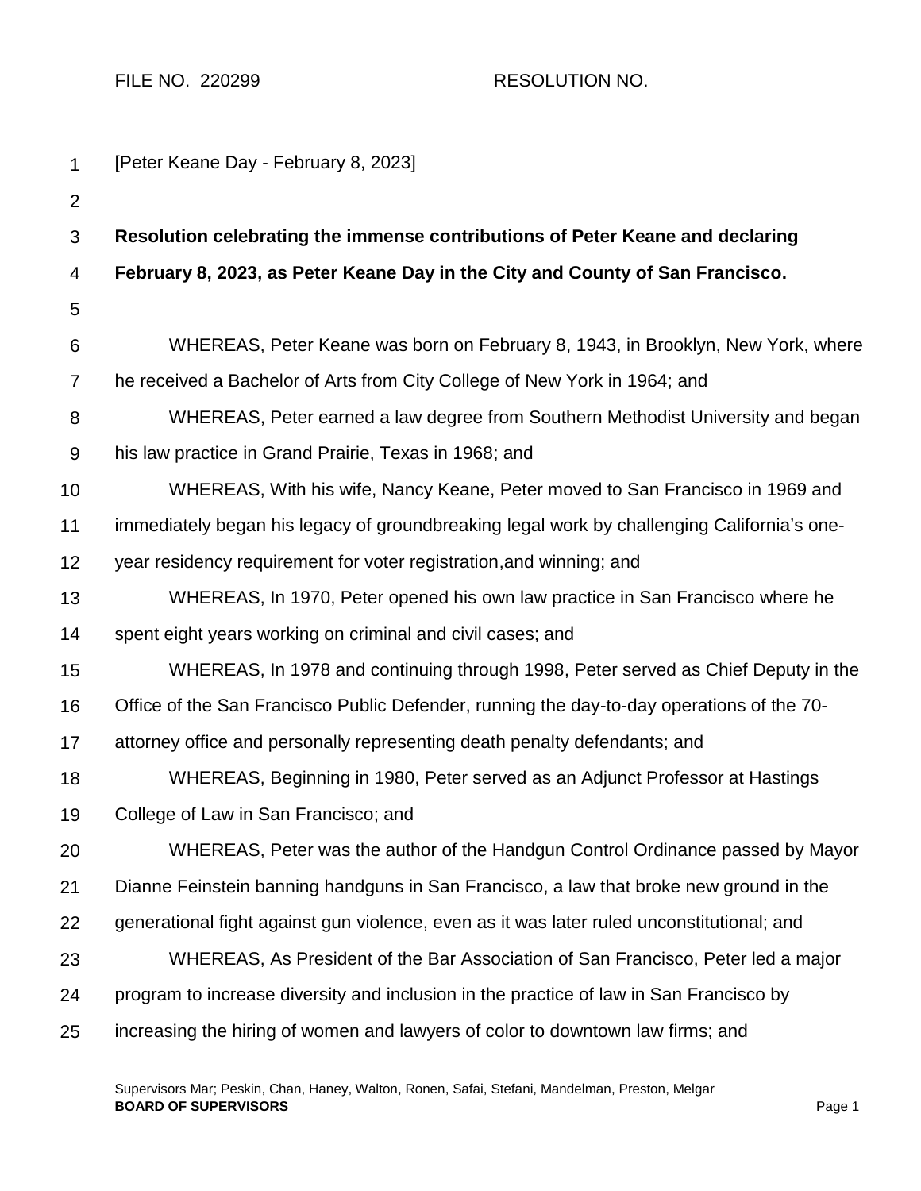FILE NO. 220299 RESOLUTION NO.

[Peter Keane Day - February 8, 2023]

**Resolution celebrating the immense contributions of Peter Keane and declaring February 8, 2023, as Peter Keane Day in the City and County of San Francisco.**

WHEREAS, Peter Keane was born on February 8, 1943, in Brooklyn, New York, where he received a Bachelor of Arts from City College of New York in 1964; and

WHEREAS, Peter earned a law degree from Southern Methodist University and began his law practice in Grand Prairie, Texas in 1968; and

WHEREAS, With his wife, Nancy Keane, Peter moved to San Francisco in 1969 and immediately began his legacy of groundbreaking legal work by challenging California's one-year residency requirement for voter registration,and winning; and

WHEREAS, In 1970, Peter opened his own law practice in San Francisco where he spent eight years working on criminal and civil cases; and

WHEREAS, In 1978 and continuing through 1998, Peter served as Chief Deputy in the Office of the San Francisco Public Defender, running the day-to-day operations of the 70-attorney office and personally representing death penalty defendants; and

WHEREAS, Beginning in 1980, Peter served as an Adjunct Professor at Hastings College of Law in San Francisco; and

WHEREAS, Peter was the author of the Handgun Control Ordinance passed by Mayor Dianne Feinstein banning handguns in San Francisco, a law that broke new ground in the generational fight against gun violence, even as it was later ruled unconstitutional; and

WHEREAS, As President of the Bar Association of San Francisco, Peter led a major program to increase diversity and inclusion in the practice of law in San Francisco by increasing the hiring of women and lawyers of color to downtown law firms; and

Supervisors Mar; Peskin, Chan, Haney, Walton, Ronen, Safai, Stefani, Mandelman, Preston, Melgar
**BOARD OF SUPERVISORS**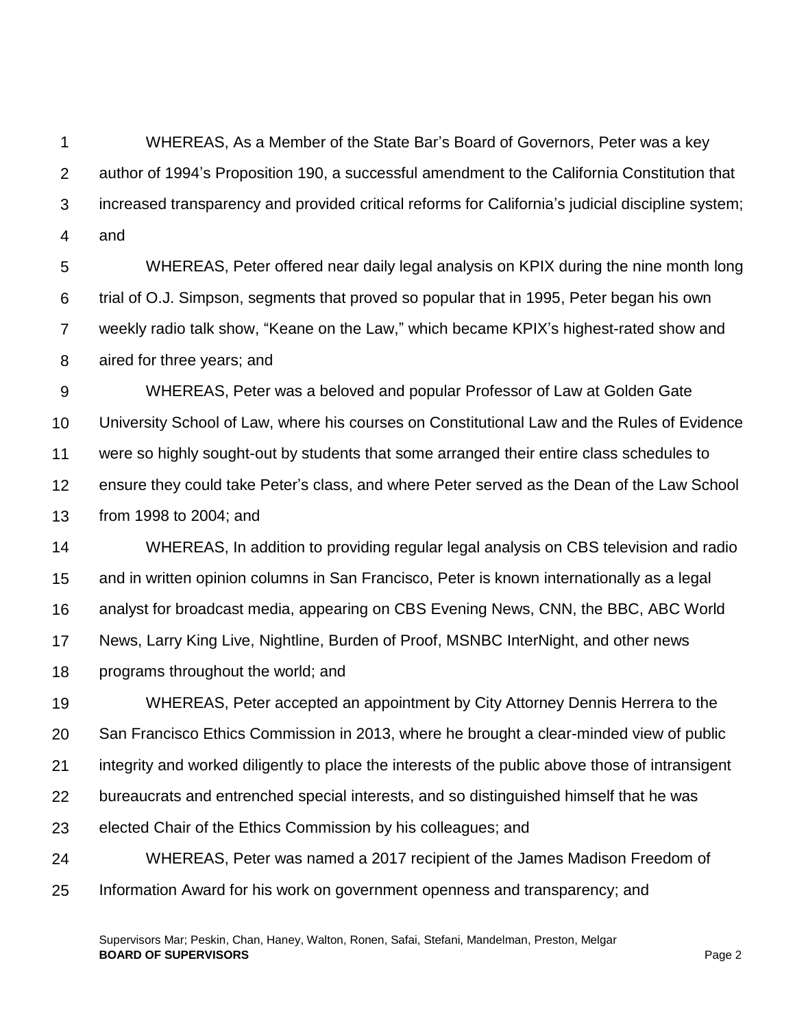WHEREAS, As a Member of the State Bar's Board of Governors, Peter was a key author of 1994's Proposition 190, a successful amendment to the California Constitution that increased transparency and provided critical reforms for California's judicial discipline system; and

WHEREAS, Peter offered near daily legal analysis on KPIX during the nine month long trial of O.J. Simpson, segments that proved so popular that in 1995, Peter began his own weekly radio talk show, "Keane on the Law," which became KPIX's highest-rated show and aired for three years; and

WHEREAS, Peter was a beloved and popular Professor of Law at Golden Gate University School of Law, where his courses on Constitutional Law and the Rules of Evidence were so highly sought-out by students that some arranged their entire class schedules to ensure they could take Peter's class, and where Peter served as the Dean of the Law School from 1998 to 2004; and

WHEREAS, In addition to providing regular legal analysis on CBS television and radio and in written opinion columns in San Francisco, Peter is known internationally as a legal analyst for broadcast media, appearing on CBS Evening News, CNN, the BBC, ABC World News, Larry King Live, Nightline, Burden of Proof, MSNBC InterNight, and other news programs throughout the world; and

WHEREAS, Peter accepted an appointment by City Attorney Dennis Herrera to the San Francisco Ethics Commission in 2013, where he brought a clear-minded view of public integrity and worked diligently to place the interests of the public above those of intransigent bureaucrats and entrenched special interests, and so distinguished himself that he was elected Chair of the Ethics Commission by his colleagues; and

WHEREAS, Peter was named a 2017 recipient of the James Madison Freedom of Information Award for his work on government openness and transparency; and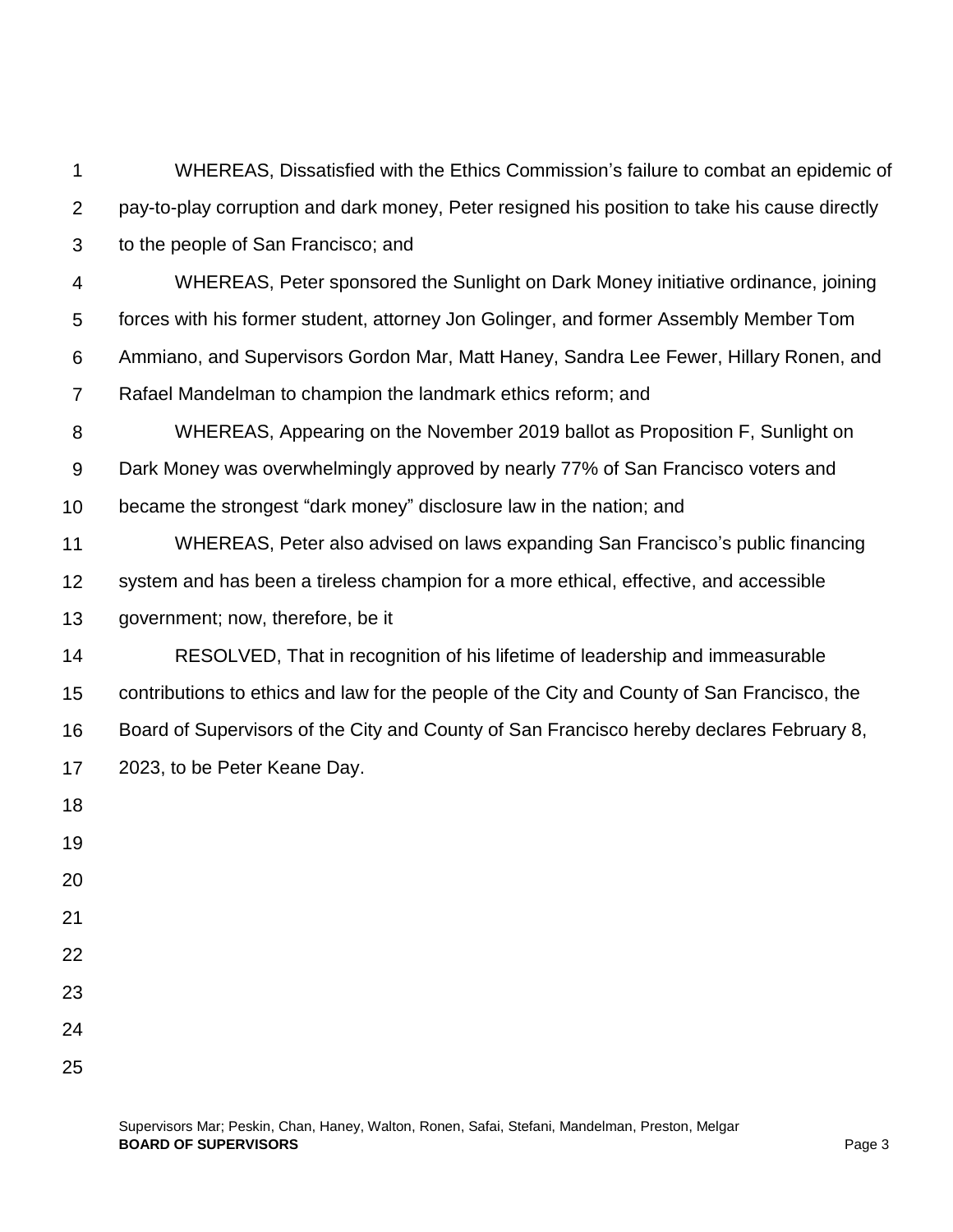WHEREAS, Dissatisfied with the Ethics Commission's failure to combat an epidemic of pay-to-play corruption and dark money, Peter resigned his position to take his cause directly to the people of San Francisco; and

WHEREAS, Peter sponsored the Sunlight on Dark Money initiative ordinance, joining forces with his former student, attorney Jon Golinger, and former Assembly Member Tom Ammiano, and Supervisors Gordon Mar, Matt Haney, Sandra Lee Fewer, Hillary Ronen, and Rafael Mandelman to champion the landmark ethics reform; and

WHEREAS, Appearing on the November 2019 ballot as Proposition F, Sunlight on Dark Money was overwhelmingly approved by nearly 77% of San Francisco voters and became the strongest "dark money" disclosure law in the nation; and

WHEREAS, Peter also advised on laws expanding San Francisco's public financing system and has been a tireless champion for a more ethical, effective, and accessible government; now, therefore, be it

RESOLVED, That in recognition of his lifetime of leadership and immeasurable contributions to ethics and law for the people of the City and County of San Francisco, the Board of Supervisors of the City and County of San Francisco hereby declares February 8, 2023, to be Peter Keane Day.

Supervisors Mar; Peskin, Chan, Haney, Walton, Ronen, Safai, Stefani, Mandelman, Preston, Melgar
**BOARD OF SUPERVISORS**